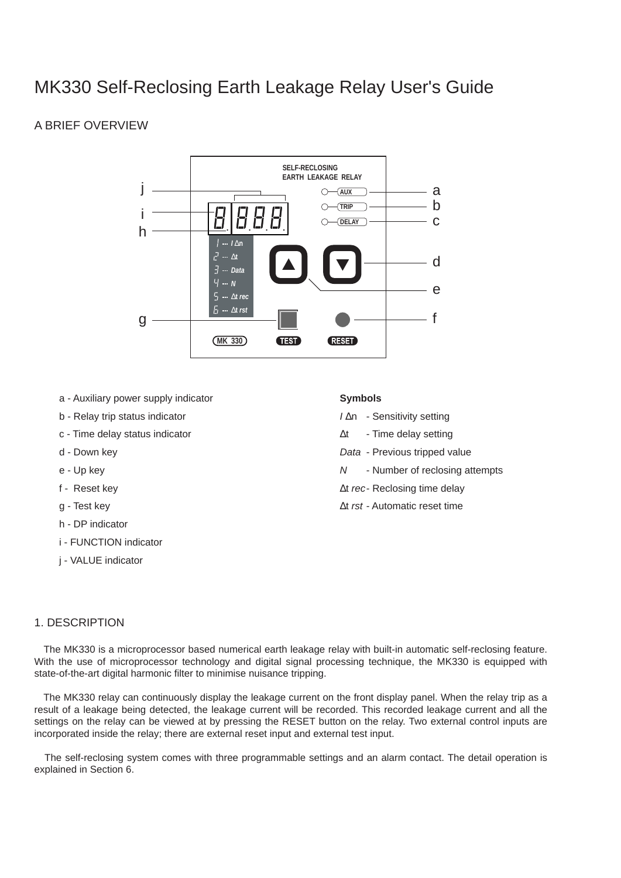# MK330 Self-Reclosing Earth Leakage Relay User's Guide

## A BRIEF OVERVIEW

- a - Auxiliary power supply indicator
- b - Relay trip status indicator
- c - Time delay status indicator
- d - Down key
- e - Up key
- f - Reset key
- g - Test key
- h - DP indicator
- i - FUNCTION indicator
- j - VALUE indicator

**Symbols**

- *I* Δn - Sensitivity setting
- Δt - Time delay setting
- *Data* - Previous tripped value
- *N* - Number of reclosing attempts
- Δt *rec* - Reclosing time delay
- Δt *rst* - Automatic reset time

## 1. DESCRIPTION

The MK330 is a microprocessor based numerical earth leakage relay with built-in automatic self-reclosing feature. With the use of microprocessor technology and digital signal processing technique, the MK330 is equipped with state-of-the-art digital harmonic filter to minimise nuisance tripping.

The MK330 relay can continuously display the leakage current on the front display panel. When the relay trip as a result of a leakage being detected, the leakage current will be recorded. This recorded leakage current and all the settings on the relay can be viewed at by pressing the RESET button on the relay. Two external control inputs are incorporated inside the relay; there are external reset input and external test input.

The self-reclosing system comes with three programmable settings and an alarm contact. The detail operation is explained in Section 6.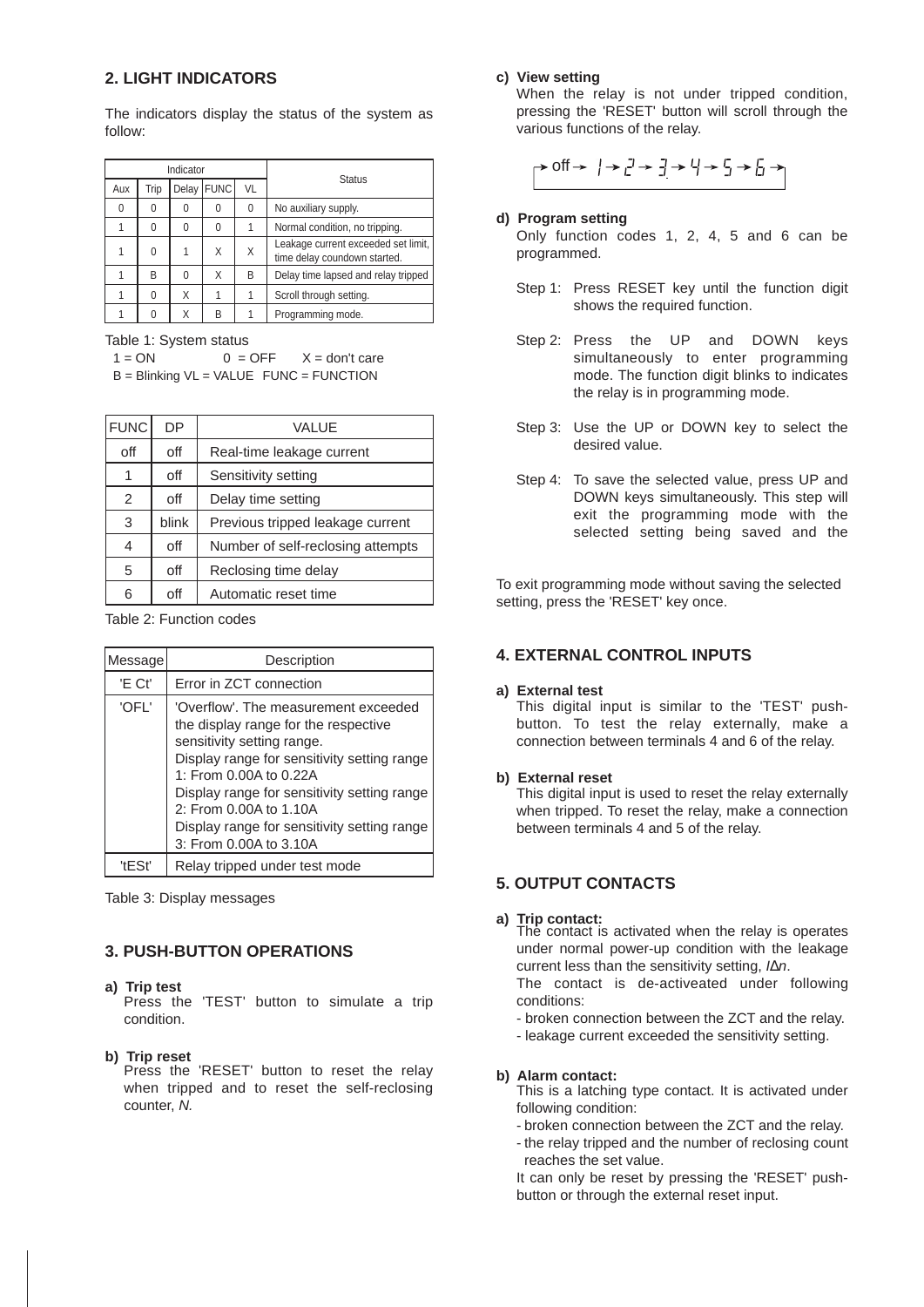## 2. LIGHT INDICATORS

The indicators display the status of the system as follow:

| Indicator | | | | | Status |
|---|---|---|---|---|---|
| Aux | Trip | Delay | FUNC | VL | |
| 0 | 0 | 0 | 0 | 0 | No auxiliary supply. |
| 1 | 0 | 0 | 0 | 1 | Normal condition, no tripping. |
| 1 | 0 | 1 | X | X | Leakage current exceeded set limit, time delay coundown started. |
| 1 | B | 0 | X | B | Delay time lapsed and relay tripped |
| 1 | 0 | X | 1 | 1 | Scroll through setting. |
| 1 | 0 | X | B | 1 | Programming mode. |

Table 1: System status
1 = ON  0 = OFF  X = don't care
B = Blinking VL = VALUE FUNC = FUNCTION

| FUNC | DP | VALUE |
|---|---|---|
| off | off | Real-time leakage current |
| 1 | off | Sensitivity setting |
| 2 | off | Delay time setting |
| 3 | blink | Previous tripped leakage current |
| 4 | off | Number of self-reclosing attempts |
| 5 | off | Reclosing time delay |
| 6 | off | Automatic reset time |

Table 2: Function codes

| Message | Description |
|---|---|
| 'E Ct' | Error in ZCT connection |
| 'OFL' | 'Overflow'. The measurement exceeded the display range for the respective sensitivity setting range. Display range for sensitivity setting range 1: From 0.00A to 0.22A Display range for sensitivity setting range 2: From 0.00A to 1.10A Display range for sensitivity setting range 3: From 0.00A to 3.10A |
| 'tESt' | Relay tripped under test mode |

Table 3: Display messages

## 3. PUSH-BUTTON OPERATIONS

**a) Trip test**
Press the 'TEST' button to simulate a trip condition.

**b) Trip reset**
Press the 'RESET' button to reset the relay when tripped and to reset the self-reclosing counter, *N.*

**c) View setting**
When the relay is not under tripped condition, pressing the 'RESET' button will scroll through the various functions of the relay.

→ off → 1 → 2 → 3 → 4 → 5 → 6 →

**d) Program setting**
Only function codes 1, 2, 4, 5 and 6 can be programmed.

Step 1: Press RESET key until the function digit shows the required function.

Step 2: Press the UP and DOWN keys simultaneously to enter programming mode. The function digit blinks to indicates the relay is in programming mode.

Step 3: Use the UP or DOWN key to select the desired value.

Step 4: To save the selected value, press UP and DOWN keys simultaneously. This step will exit the programming mode with the selected setting being saved and the

To exit programming mode without saving the selected setting, press the 'RESET' key once.

## 4. EXTERNAL CONTROL INPUTS

**a) External test**
This digital input is similar to the 'TEST' push-button. To test the relay externally, make a connection between terminals 4 and 6 of the relay.

**b) External reset**
This digital input is used to reset the relay externally when tripped. To reset the relay, make a connection between terminals 4 and 5 of the relay.

## 5. OUTPUT CONTACTS

**a) Trip contact:**
The contact is activated when the relay is operates under normal power-up condition with the leakage current less than the sensitivity setting, $I\Delta n$.
The contact is de-activeated under following conditions:

- broken connection between the ZCT and the relay.
- leakage current exceeded the sensitivity setting.

**b) Alarm contact:**
This is a latching type contact. It is activated under following condition:

- broken connection between the ZCT and the relay.
- the relay tripped and the number of reclosing count reaches the set value.

It can only be reset by pressing the 'RESET' push-button or through the external reset input.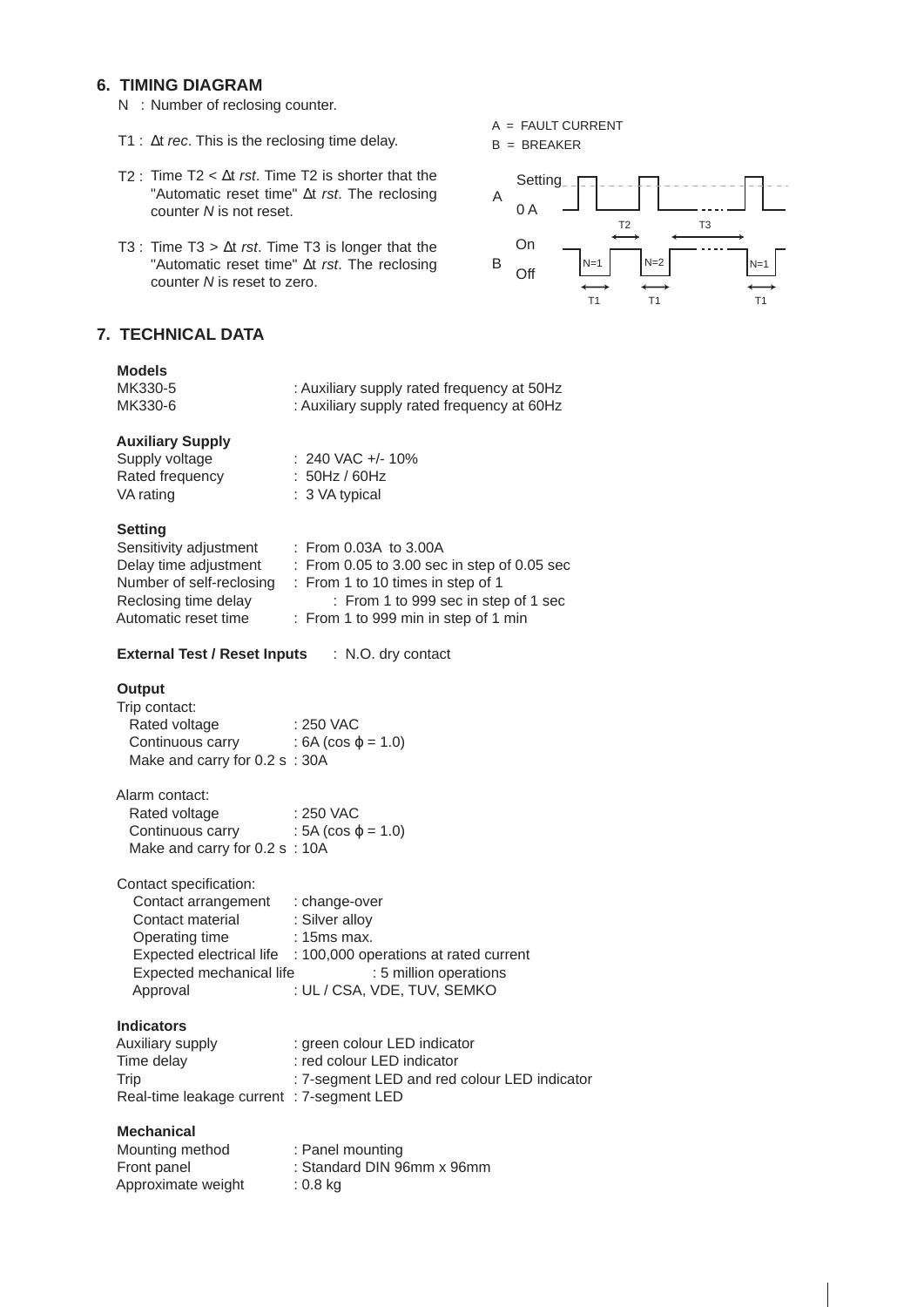## 6. TIMING DIAGRAM

N : Number of reclosing counter.

T1 : Δt *rec*. This is the reclosing time delay.

T2 : Time T2 < Δt *rst*. Time T2 is shorter that the "Automatic reset time" Δt *rst*. The reclosing counter *N* is not reset.

T3 : Time T3 > Δt *rst*. Time T3 is longer that the "Automatic reset time" Δt *rst*. The reclosing counter *N* is reset to zero.

A = FAULT CURRENT
B = BREAKER

## 7. TECHNICAL DATA

**Models**

| | |
|---|---|
| MK330-5 | : Auxiliary supply rated frequency at 50Hz |
| MK330-6 | : Auxiliary supply rated frequency at 60Hz |

**Auxiliary Supply**

| | |
|---|---|
| Supply voltage | : 240 VAC +/- 10% |
| Rated frequency | : 50Hz / 60Hz |
| VA rating | : 3 VA typical |

**Setting**

| | |
|---|---|
| Sensitivity adjustment | : From 0.03A to 3.00A |
| Delay time adjustment | : From 0.05 to 3.00 sec in step of 0.05 sec |
| Number of self-reclosing | : From 1 to 10 times in step of 1 |
| Reclosing time delay | : From 1 to 999 sec in step of 1 sec |
| Automatic reset time | : From 1 to 999 min in step of 1 min |

**External Test / Reset Inputs** : N.O. dry contact

**Output**

Trip contact:

| | |
|---|---|
| Rated voltage | : 250 VAC |
| Continuous carry | : 6A (cos ϕ = 1.0) |
| Make and carry for 0.2 s | : 30A |

Alarm contact:

| | |
|---|---|
| Rated voltage | : 250 VAC |
| Continuous carry | : 5A (cos ϕ = 1.0) |
| Make and carry for 0.2 s | : 10A |

Contact specification:

| | |
|---|---|
| Contact arrangement | : change-over |
| Contact material | : Silver alloy |
| Operating time | : 15ms max. |
| Expected electrical life | : 100,000 operations at rated current |
| Expected mechanical life | : 5 million operations |
| Approval | : UL / CSA, VDE, TUV, SEMKO |

**Indicators**

| | |
|---|---|
| Auxiliary supply | : green colour LED indicator |
| Time delay | : red colour LED indicator |
| Trip | : 7-segment LED and red colour LED indicator |
| Real-time leakage current | : 7-segment LED |

**Mechanical**

| | |
|---|---|
| Mounting method | : Panel mounting |
| Front panel | : Standard DIN 96mm x 96mm |
| Approximate weight | : 0.8 kg |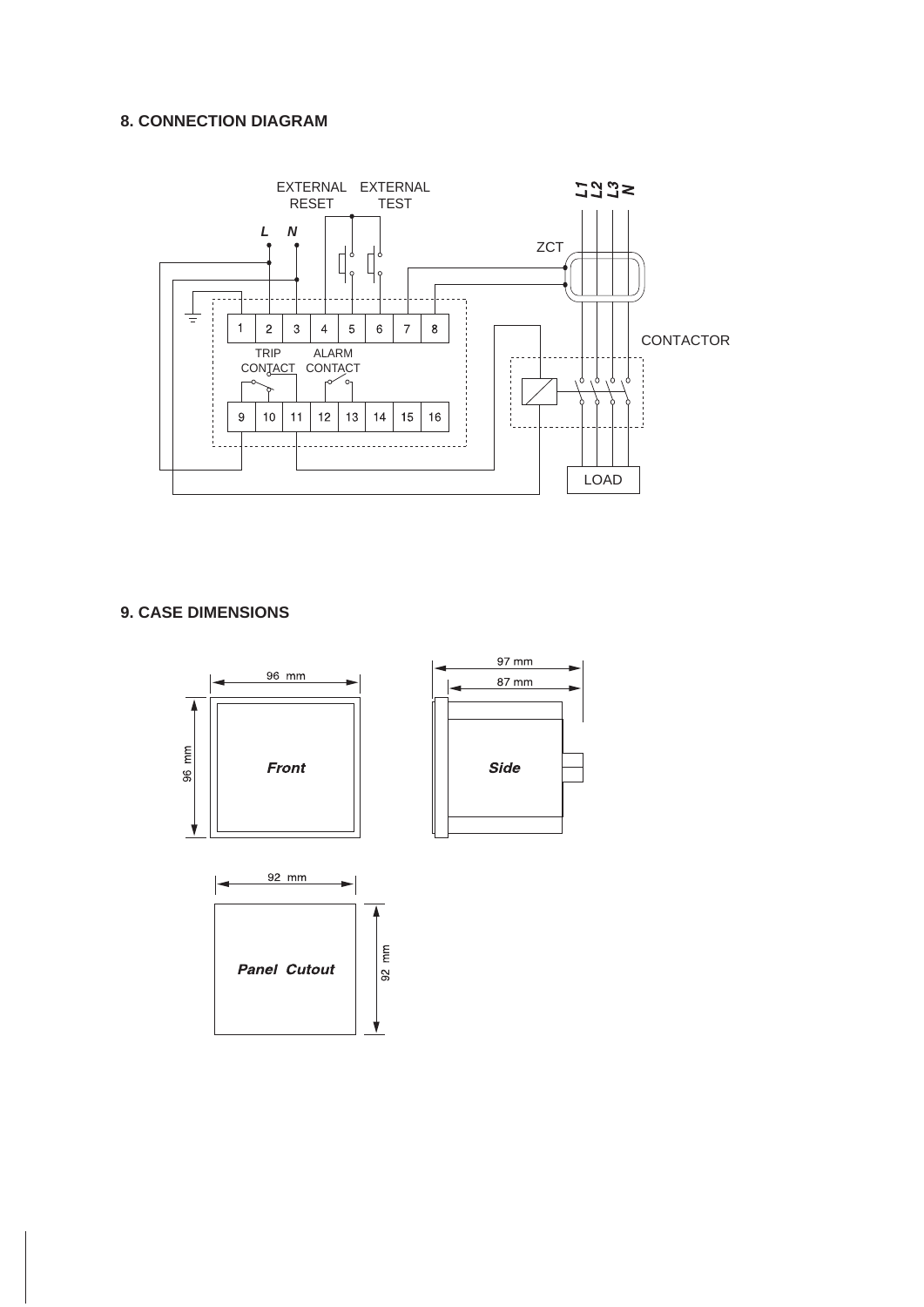## 8. CONNECTION DIAGRAM

EXTERNAL RESET
EXTERNAL TEST
L N
L1 L2 L3 N
ZCT
1 2 3 4 5 6 7 8
TRIP CONTACT
ALARM CONTACT
9 10 11 12 13 14 15 16
CONTACTOR
LOAD

## 9. CASE DIMENSIONS

96 mm
96 mm
*Front*

97 mm
87 mm
*Side*

92 mm
92 mm
*Panel Cutout*